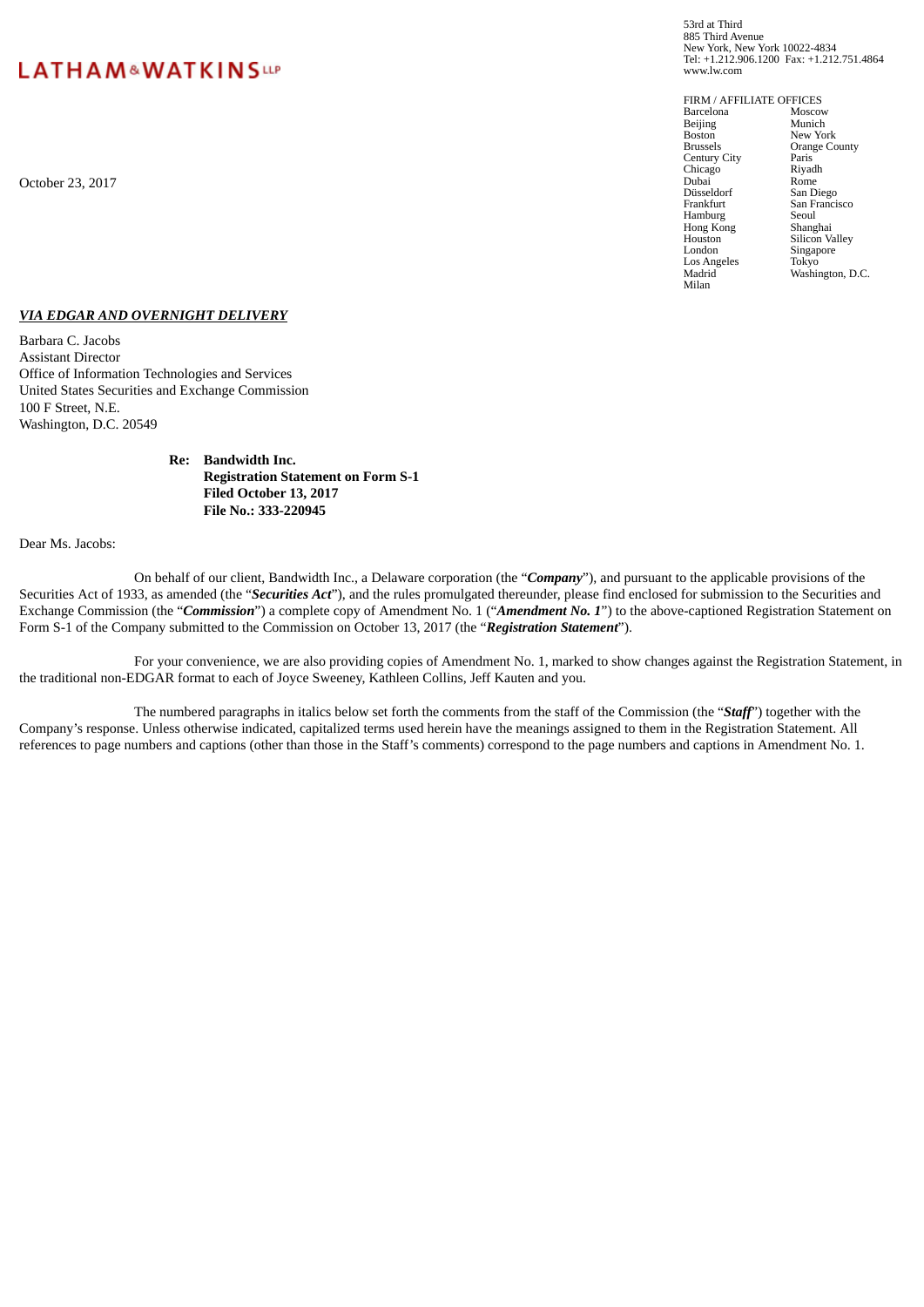**LATHAM & WATKINS LLP**

53rd at Third
885 Third Avenue
New York, New York 10022-4834
Tel: +1.212.906.1200 Fax: +1.212.751.4864
www.lw.com

FIRM / AFFILIATE OFFICES

| | |
|---|---|
| Barcelona | Moscow |
| Beijing | Munich |
| Boston | New York |
| Brussels | Orange County |
| Century City | Paris |
| Chicago | Riyadh |
| Dubai | Rome |
| Düsseldorf | San Diego |
| Frankfurt | San Francisco |
| Hamburg | Seoul |
| Hong Kong | Shanghai |
| Houston | Silicon Valley |
| London | Singapore |
| Los Angeles | Tokyo |
| Madrid | Washington, D.C. |
| Milan | |

October 23, 2017

***VIA EDGAR AND OVERNIGHT DELIVERY***

Barbara C. Jacobs
Assistant Director
Office of Information Technologies and Services
United States Securities and Exchange Commission
100 F Street, N.E.
Washington, D.C. 20549

**Re: Bandwidth Inc.**
**Registration Statement on Form S-1**
**Filed October 13, 2017**
**File No.: 333-220945**

Dear Ms. Jacobs:

On behalf of our client, Bandwidth Inc., a Delaware corporation (the "***Company***"), and pursuant to the applicable provisions of the Securities Act of 1933, as amended (the "***Securities Act***"), and the rules promulgated thereunder, please find enclosed for submission to the Securities and Exchange Commission (the "***Commission***") a complete copy of Amendment No. 1 ("***Amendment No. 1***") to the above-captioned Registration Statement on Form S-1 of the Company submitted to the Commission on October 13, 2017 (the "***Registration Statement***").

For your convenience, we are also providing copies of Amendment No. 1, marked to show changes against the Registration Statement, in the traditional non-EDGAR format to each of Joyce Sweeney, Kathleen Collins, Jeff Kauten and you.

The numbered paragraphs in italics below set forth the comments from the staff of the Commission (the "***Staff***") together with the Company's response. Unless otherwise indicated, capitalized terms used herein have the meanings assigned to them in the Registration Statement. All references to page numbers and captions (other than those in the Staff's comments) correspond to the page numbers and captions in Amendment No. 1.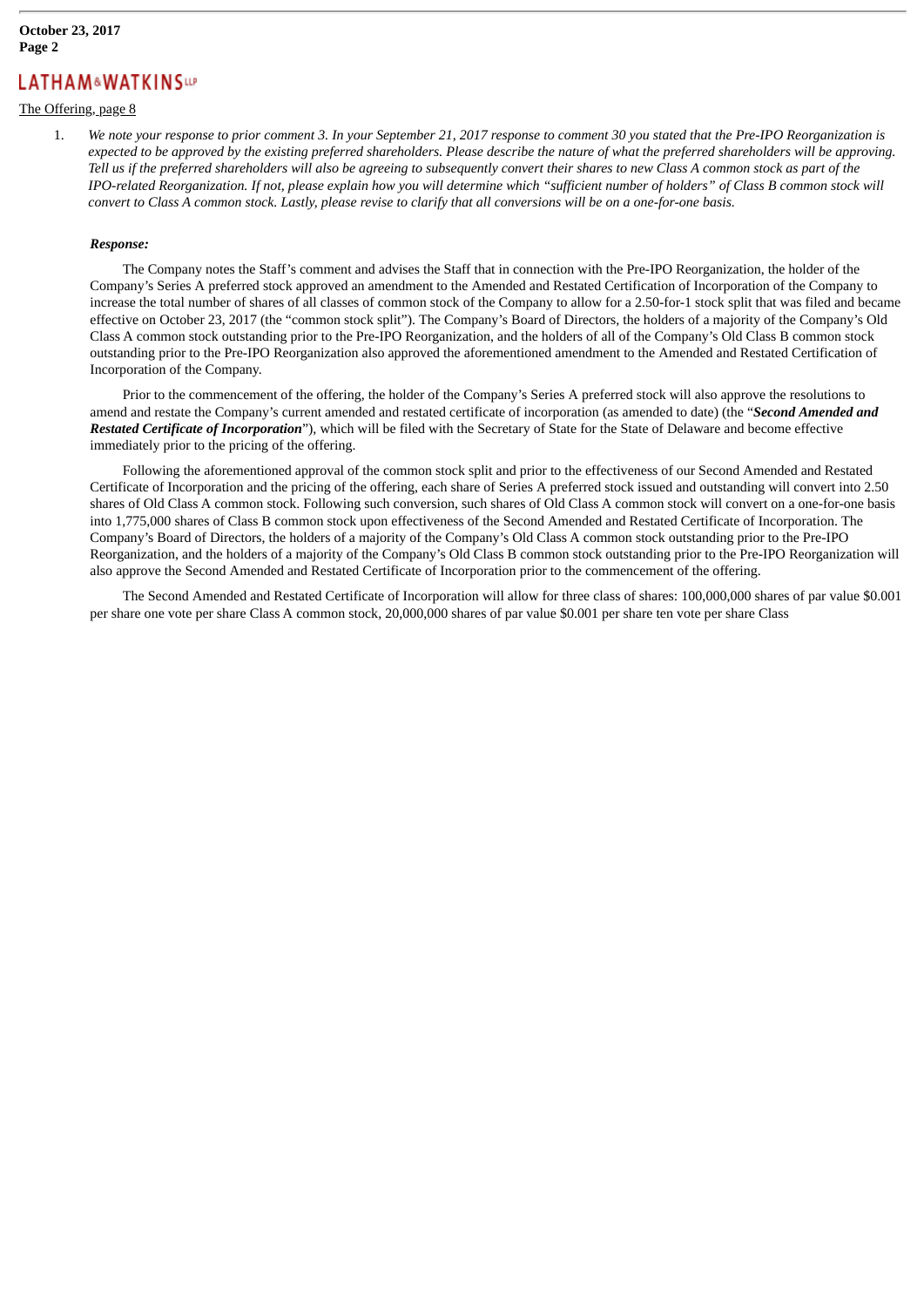The Offering, page 8

1. *We note your response to prior comment 3. In your September 21, 2017 response to comment 30 you stated that the Pre-IPO Reorganization is expected to be approved by the existing preferred shareholders. Please describe the nature of what the preferred shareholders will be approving. Tell us if the preferred shareholders will also be agreeing to subsequently convert their shares to new Class A common stock as part of the IPO-related Reorganization. If not, please explain how you will determine which "sufficient number of holders" of Class B common stock will convert to Class A common stock. Lastly, please revise to clarify that all conversions will be on a one-for-one basis.*

***Response:***

The Company notes the Staff's comment and advises the Staff that in connection with the Pre-IPO Reorganization, the holder of the Company's Series A preferred stock approved an amendment to the Amended and Restated Certification of Incorporation of the Company to increase the total number of shares of all classes of common stock of the Company to allow for a 2.50-for-1 stock split that was filed and became effective on October 23, 2017 (the "common stock split"). The Company's Board of Directors, the holders of a majority of the Company's Old Class A common stock outstanding prior to the Pre-IPO Reorganization, and the holders of all of the Company's Old Class B common stock outstanding prior to the Pre-IPO Reorganization also approved the aforementioned amendment to the Amended and Restated Certification of Incorporation of the Company.

Prior to the commencement of the offering, the holder of the Company's Series A preferred stock will also approve the resolutions to amend and restate the Company's current amended and restated certificate of incorporation (as amended to date) (the "***Second Amended and Restated Certificate of Incorporation***"), which will be filed with the Secretary of State for the State of Delaware and become effective immediately prior to the pricing of the offering.

Following the aforementioned approval of the common stock split and prior to the effectiveness of our Second Amended and Restated Certificate of Incorporation and the pricing of the offering, each share of Series A preferred stock issued and outstanding will convert into 2.50 shares of Old Class A common stock. Following such conversion, such shares of Old Class A common stock will convert on a one-for-one basis into 1,775,000 shares of Class B common stock upon effectiveness of the Second Amended and Restated Certificate of Incorporation. The Company's Board of Directors, the holders of a majority of the Company's Old Class A common stock outstanding prior to the Pre-IPO Reorganization, and the holders of a majority of the Company's Old Class B common stock outstanding prior to the Pre-IPO Reorganization will also approve the Second Amended and Restated Certificate of Incorporation prior to the commencement of the offering.

The Second Amended and Restated Certificate of Incorporation will allow for three class of shares: 100,000,000 shares of par value $0.001 per share one vote per share Class A common stock, 20,000,000 shares of par value $0.001 per share ten vote per share Class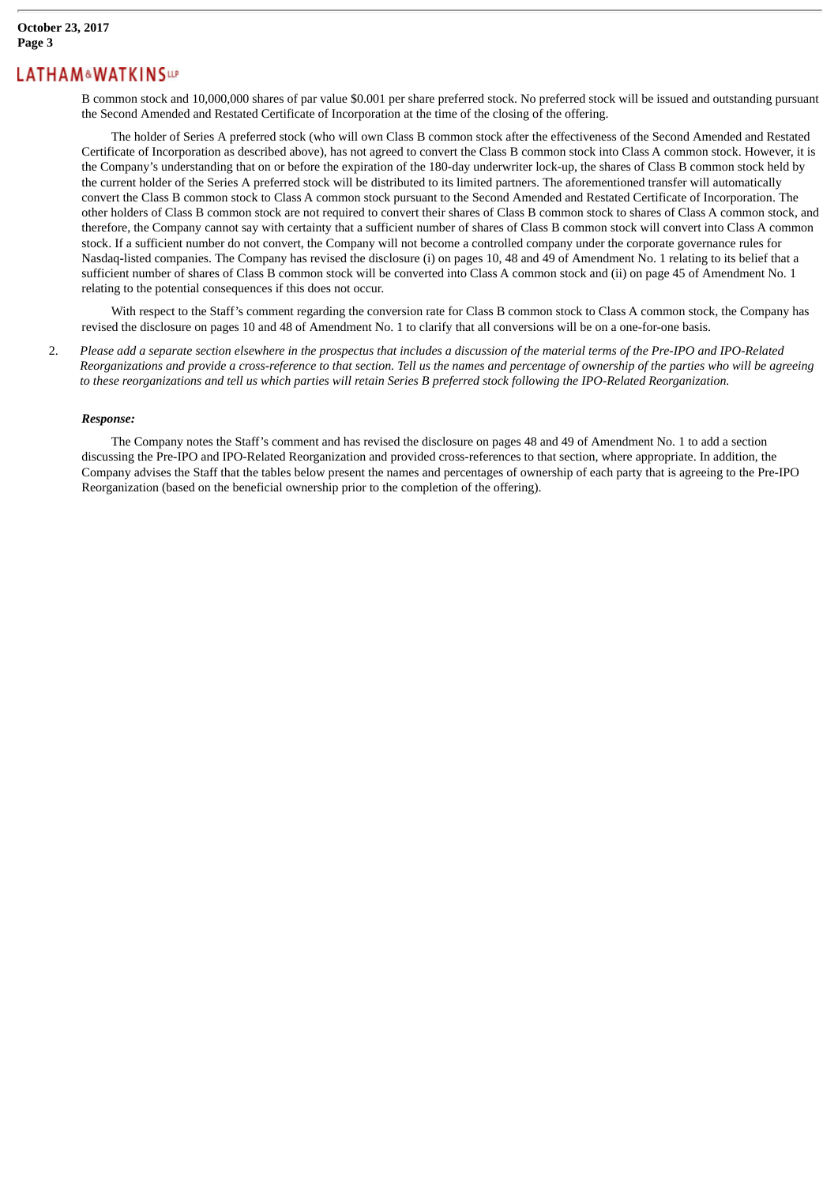B common stock and 10,000,000 shares of par value $0.001 per share preferred stock. No preferred stock will be issued and outstanding pursuant the Second Amended and Restated Certificate of Incorporation at the time of the closing of the offering.

The holder of Series A preferred stock (who will own Class B common stock after the effectiveness of the Second Amended and Restated Certificate of Incorporation as described above), has not agreed to convert the Class B common stock into Class A common stock. However, it is the Company's understanding that on or before the expiration of the 180-day underwriter lock-up, the shares of Class B common stock held by the current holder of the Series A preferred stock will be distributed to its limited partners. The aforementioned transfer will automatically convert the Class B common stock to Class A common stock pursuant to the Second Amended and Restated Certificate of Incorporation. The other holders of Class B common stock are not required to convert their shares of Class B common stock to shares of Class A common stock, and therefore, the Company cannot say with certainty that a sufficient number of shares of Class B common stock will convert into Class A common stock. If a sufficient number do not convert, the Company will not become a controlled company under the corporate governance rules for Nasdaq-listed companies. The Company has revised the disclosure (i) on pages 10, 48 and 49 of Amendment No. 1 relating to its belief that a sufficient number of shares of Class B common stock will be converted into Class A common stock and (ii) on page 45 of Amendment No. 1 relating to the potential consequences if this does not occur.

With respect to the Staff's comment regarding the conversion rate for Class B common stock to Class A common stock, the Company has revised the disclosure on pages 10 and 48 of Amendment No. 1 to clarify that all conversions will be on a one-for-one basis.

2. *Please add a separate section elsewhere in the prospectus that includes a discussion of the material terms of the Pre-IPO and IPO-Related Reorganizations and provide a cross-reference to that section. Tell us the names and percentage of ownership of the parties who will be agreeing to these reorganizations and tell us which parties will retain Series B preferred stock following the IPO-Related Reorganization.*

***Response:***

The Company notes the Staff's comment and has revised the disclosure on pages 48 and 49 of Amendment No. 1 to add a section discussing the Pre-IPO and IPO-Related Reorganization and provided cross-references to that section, where appropriate. In addition, the Company advises the Staff that the tables below present the names and percentages of ownership of each party that is agreeing to the Pre-IPO Reorganization (based on the beneficial ownership prior to the completion of the offering).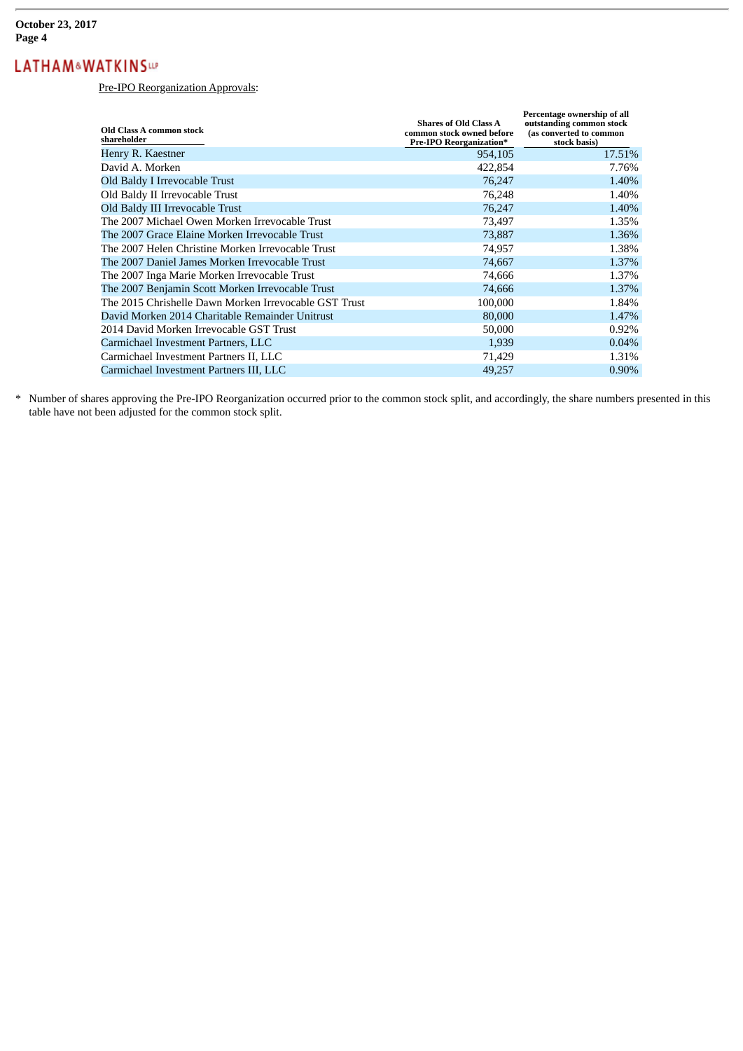Pre-IPO Reorganization Approvals:

| Old Class A common stock shareholder | Shares of Old Class A common stock owned before Pre-IPO Reorganization* | Percentage ownership of all outstanding common stock (as converted to common stock basis) |
| --- | --- | --- |
| Henry R. Kaestner | 954,105 | 17.51% |
| David A. Morken | 422,854 | 7.76% |
| Old Baldy I Irrevocable Trust | 76,247 | 1.40% |
| Old Baldy II Irrevocable Trust | 76,248 | 1.40% |
| Old Baldy III Irrevocable Trust | 76,247 | 1.40% |
| The 2007 Michael Owen Morken Irrevocable Trust | 73,497 | 1.35% |
| The 2007 Grace Elaine Morken Irrevocable Trust | 73,887 | 1.36% |
| The 2007 Helen Christine Morken Irrevocable Trust | 74,957 | 1.38% |
| The 2007 Daniel James Morken Irrevocable Trust | 74,667 | 1.37% |
| The 2007 Inga Marie Morken Irrevocable Trust | 74,666 | 1.37% |
| The 2007 Benjamin Scott Morken Irrevocable Trust | 74,666 | 1.37% |
| The 2015 Chrishelle Dawn Morken Irrevocable GST Trust | 100,000 | 1.84% |
| David Morken 2014 Charitable Remainder Unitrust | 80,000 | 1.47% |
| 2014 David Morken Irrevocable GST Trust | 50,000 | 0.92% |
| Carmichael Investment Partners, LLC | 1,939 | 0.04% |
| Carmichael Investment Partners II, LLC | 71,429 | 1.31% |
| Carmichael Investment Partners III, LLC | 49,257 | 0.90% |

\* Number of shares approving the Pre-IPO Reorganization occurred prior to the common stock split, and accordingly, the share numbers presented in this table have not been adjusted for the common stock split.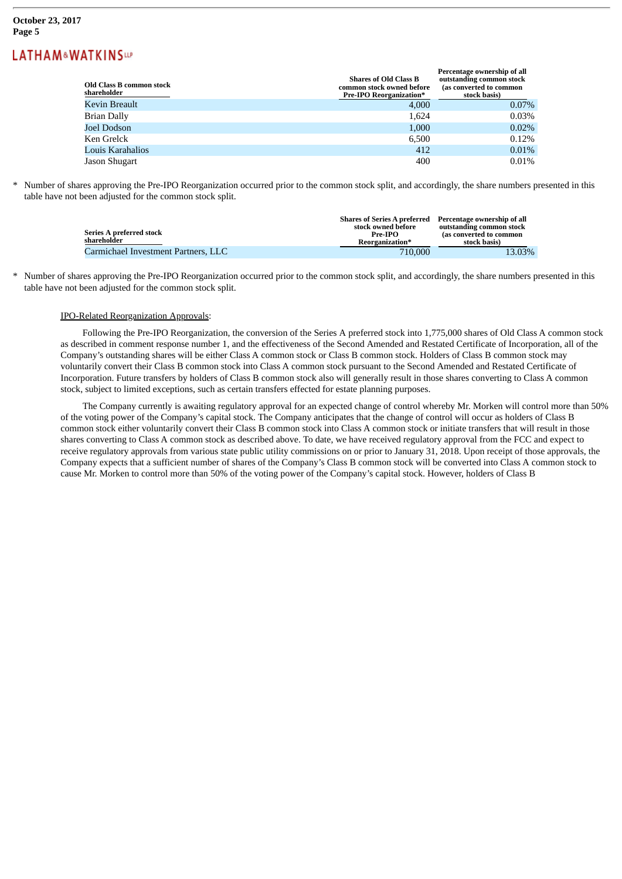| Old Class B common stock shareholder | Shares of Old Class B common stock owned before Pre-IPO Reorganization* | Percentage ownership of all outstanding common stock (as converted to common stock basis) |
|---|---|---|
| Kevin Breault | 4,000 | 0.07% |
| Brian Dally | 1,624 | 0.03% |
| Joel Dodson | 1,000 | 0.02% |
| Ken Grelck | 6,500 | 0.12% |
| Louis Karahalios | 412 | 0.01% |
| Jason Shugart | 400 | 0.01% |

* Number of shares approving the Pre-IPO Reorganization occurred prior to the common stock split, and accordingly, the share numbers presented in this table have not been adjusted for the common stock split.

| Series A preferred stock shareholder | Shares of Series A preferred stock owned before Pre-IPO Reorganization* | Percentage ownership of all outstanding common stock (as converted to common stock basis) |
|---|---|---|
| Carmichael Investment Partners, LLC | 710,000 | 13.03% |

* Number of shares approving the Pre-IPO Reorganization occurred prior to the common stock split, and accordingly, the share numbers presented in this table have not been adjusted for the common stock split.

IPO-Related Reorganization Approvals:

Following the Pre-IPO Reorganization, the conversion of the Series A preferred stock into 1,775,000 shares of Old Class A common stock as described in comment response number 1, and the effectiveness of the Second Amended and Restated Certificate of Incorporation, all of the Company's outstanding shares will be either Class A common stock or Class B common stock. Holders of Class B common stock may voluntarily convert their Class B common stock into Class A common stock pursuant to the Second Amended and Restated Certificate of Incorporation. Future transfers by holders of Class B common stock also will generally result in those shares converting to Class A common stock, subject to limited exceptions, such as certain transfers effected for estate planning purposes.

The Company currently is awaiting regulatory approval for an expected change of control whereby Mr. Morken will control more than 50% of the voting power of the Company's capital stock. The Company anticipates that the change of control will occur as holders of Class B common stock either voluntarily convert their Class B common stock into Class A common stock or initiate transfers that will result in those shares converting to Class A common stock as described above. To date, we have received regulatory approval from the FCC and expect to receive regulatory approvals from various state public utility commissions on or prior to January 31, 2018. Upon receipt of those approvals, the Company expects that a sufficient number of shares of the Company's Class B common stock will be converted into Class A common stock to cause Mr. Morken to control more than 50% of the voting power of the Company's capital stock. However, holders of Class B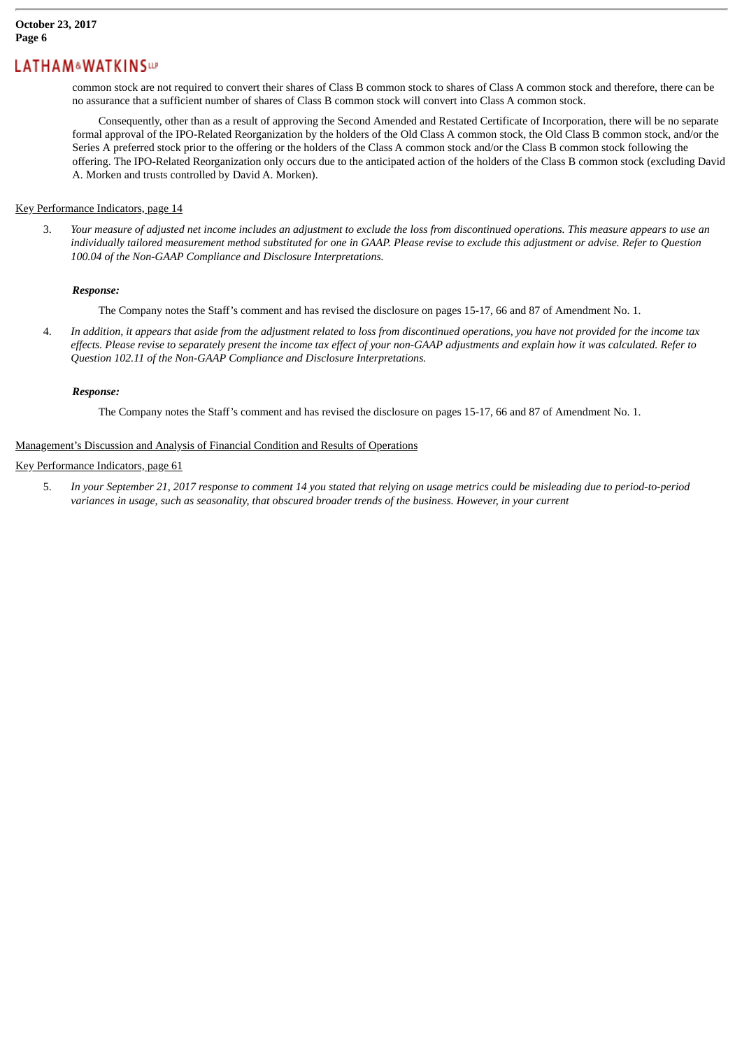common stock are not required to convert their shares of Class B common stock to shares of Class A common stock and therefore, there can be no assurance that a sufficient number of shares of Class B common stock will convert into Class A common stock.

Consequently, other than as a result of approving the Second Amended and Restated Certificate of Incorporation, there will be no separate formal approval of the IPO-Related Reorganization by the holders of the Old Class A common stock, the Old Class B common stock, and/or the Series A preferred stock prior to the offering or the holders of the Class A common stock and/or the Class B common stock following the offering. The IPO-Related Reorganization only occurs due to the anticipated action of the holders of the Class B common stock (excluding David A. Morken and trusts controlled by David A. Morken).

Key Performance Indicators, page 14

3. *Your measure of adjusted net income includes an adjustment to exclude the loss from discontinued operations. This measure appears to use an individually tailored measurement method substituted for one in GAAP. Please revise to exclude this adjustment or advise. Refer to Question 100.04 of the Non-GAAP Compliance and Disclosure Interpretations.*

***Response:***

The Company notes the Staff's comment and has revised the disclosure on pages 15-17, 66 and 87 of Amendment No. 1.

4. *In addition, it appears that aside from the adjustment related to loss from discontinued operations, you have not provided for the income tax effects. Please revise to separately present the income tax effect of your non-GAAP adjustments and explain how it was calculated. Refer to Question 102.11 of the Non-GAAP Compliance and Disclosure Interpretations.*

***Response:***

The Company notes the Staff's comment and has revised the disclosure on pages 15-17, 66 and 87 of Amendment No. 1.

Management's Discussion and Analysis of Financial Condition and Results of Operations

Key Performance Indicators, page 61

5. *In your September 21, 2017 response to comment 14 you stated that relying on usage metrics could be misleading due to period-to-period variances in usage, such as seasonality, that obscured broader trends of the business. However, in your current*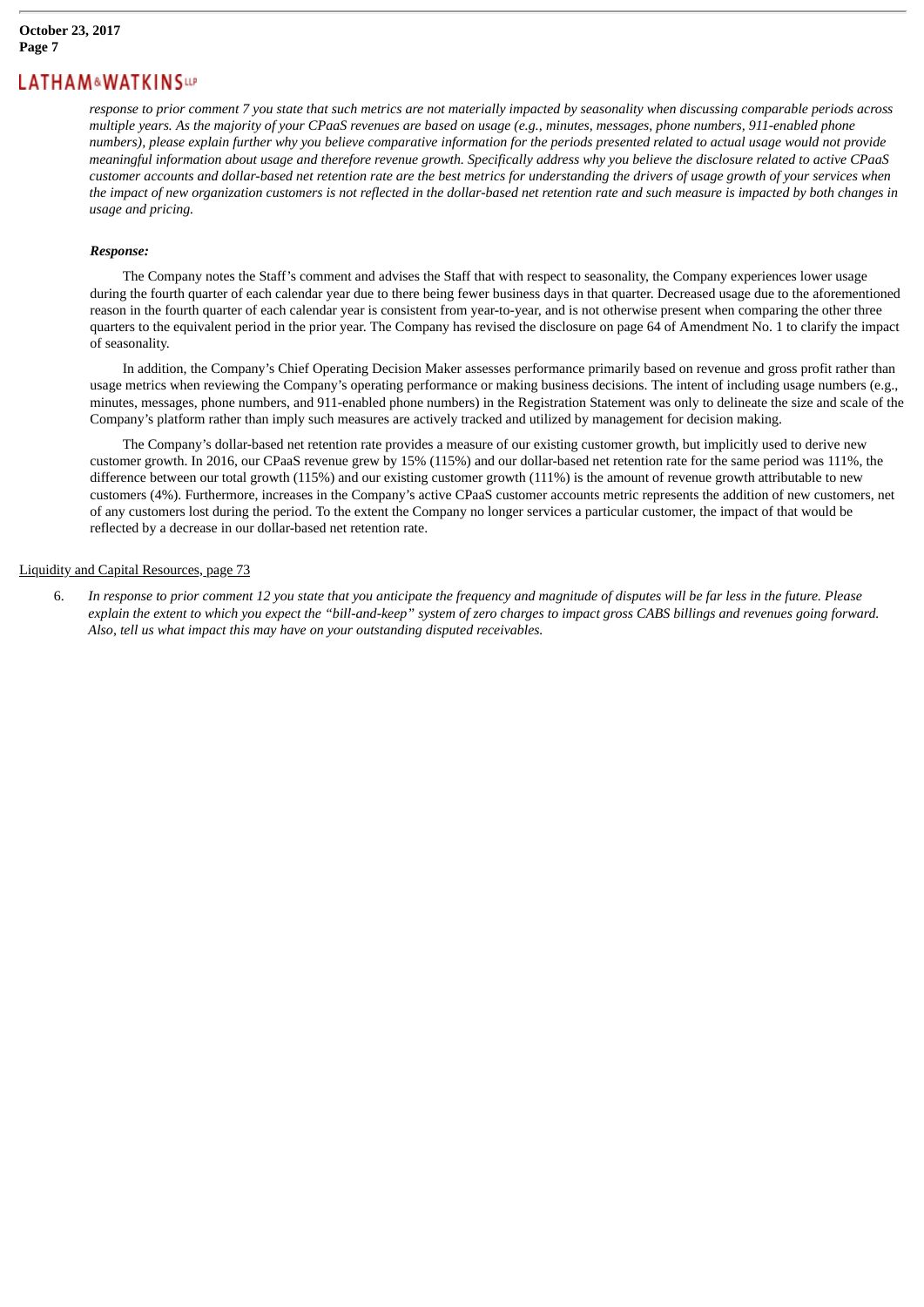*response to prior comment 7 you state that such metrics are not materially impacted by seasonality when discussing comparable periods across multiple years. As the majority of your CPaaS revenues are based on usage (e.g., minutes, messages, phone numbers, 911-enabled phone numbers), please explain further why you believe comparative information for the periods presented related to actual usage would not provide meaningful information about usage and therefore revenue growth. Specifically address why you believe the disclosure related to active CPaaS customer accounts and dollar-based net retention rate are the best metrics for understanding the drivers of usage growth of your services when the impact of new organization customers is not reflected in the dollar-based net retention rate and such measure is impacted by both changes in usage and pricing.*

***Response:***

The Company notes the Staff's comment and advises the Staff that with respect to seasonality, the Company experiences lower usage during the fourth quarter of each calendar year due to there being fewer business days in that quarter. Decreased usage due to the aforementioned reason in the fourth quarter of each calendar year is consistent from year-to-year, and is not otherwise present when comparing the other three quarters to the equivalent period in the prior year. The Company has revised the disclosure on page 64 of Amendment No. 1 to clarify the impact of seasonality.

In addition, the Company's Chief Operating Decision Maker assesses performance primarily based on revenue and gross profit rather than usage metrics when reviewing the Company's operating performance or making business decisions. The intent of including usage numbers (e.g., minutes, messages, phone numbers, and 911-enabled phone numbers) in the Registration Statement was only to delineate the size and scale of the Company's platform rather than imply such measures are actively tracked and utilized by management for decision making.

The Company's dollar-based net retention rate provides a measure of our existing customer growth, but implicitly used to derive new customer growth. In 2016, our CPaaS revenue grew by 15% (115%) and our dollar-based net retention rate for the same period was 111%, the difference between our total growth (115%) and our existing customer growth (111%) is the amount of revenue growth attributable to new customers (4%). Furthermore, increases in the Company's active CPaaS customer accounts metric represents the addition of new customers, net of any customers lost during the period. To the extent the Company no longer services a particular customer, the impact of that would be reflected by a decrease in our dollar-based net retention rate.

<u>Liquidity and Capital Resources, page 73</u>

6. *In response to prior comment 12 you state that you anticipate the frequency and magnitude of disputes will be far less in the future. Please explain the extent to which you expect the "bill-and-keep" system of zero charges to impact gross CABS billings and revenues going forward. Also, tell us what impact this may have on your outstanding disputed receivables.*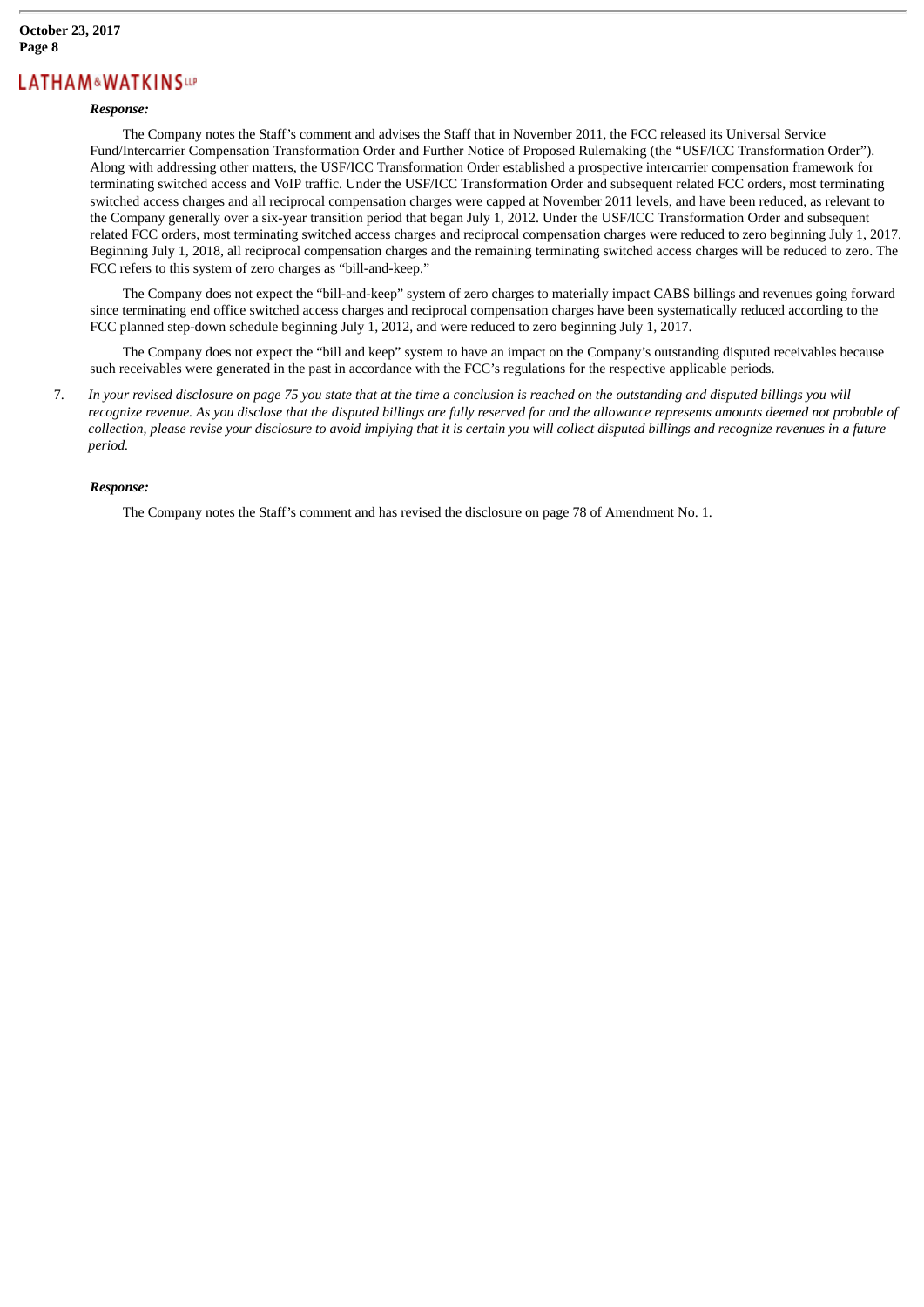***Response:***

The Company notes the Staff's comment and advises the Staff that in November 2011, the FCC released its Universal Service Fund/Intercarrier Compensation Transformation Order and Further Notice of Proposed Rulemaking (the "USF/ICC Transformation Order"). Along with addressing other matters, the USF/ICC Transformation Order established a prospective intercarrier compensation framework for terminating switched access and VoIP traffic. Under the USF/ICC Transformation Order and subsequent related FCC orders, most terminating switched access charges and all reciprocal compensation charges were capped at November 2011 levels, and have been reduced, as relevant to the Company generally over a six-year transition period that began July 1, 2012. Under the USF/ICC Transformation Order and subsequent related FCC orders, most terminating switched access charges and reciprocal compensation charges were reduced to zero beginning July 1, 2017. Beginning July 1, 2018, all reciprocal compensation charges and the remaining terminating switched access charges will be reduced to zero. The FCC refers to this system of zero charges as "bill-and-keep."

The Company does not expect the "bill-and-keep" system of zero charges to materially impact CABS billings and revenues going forward since terminating end office switched access charges and reciprocal compensation charges have been systematically reduced according to the FCC planned step-down schedule beginning July 1, 2012, and were reduced to zero beginning July 1, 2017.

The Company does not expect the "bill and keep" system to have an impact on the Company's outstanding disputed receivables because such receivables were generated in the past in accordance with the FCC's regulations for the respective applicable periods.

7. *In your revised disclosure on page 75 you state that at the time a conclusion is reached on the outstanding and disputed billings you will recognize revenue. As you disclose that the disputed billings are fully reserved for and the allowance represents amounts deemed not probable of collection, please revise your disclosure to avoid implying that it is certain you will collect disputed billings and recognize revenues in a future period.*

***Response:***

The Company notes the Staff's comment and has revised the disclosure on page 78 of Amendment No. 1.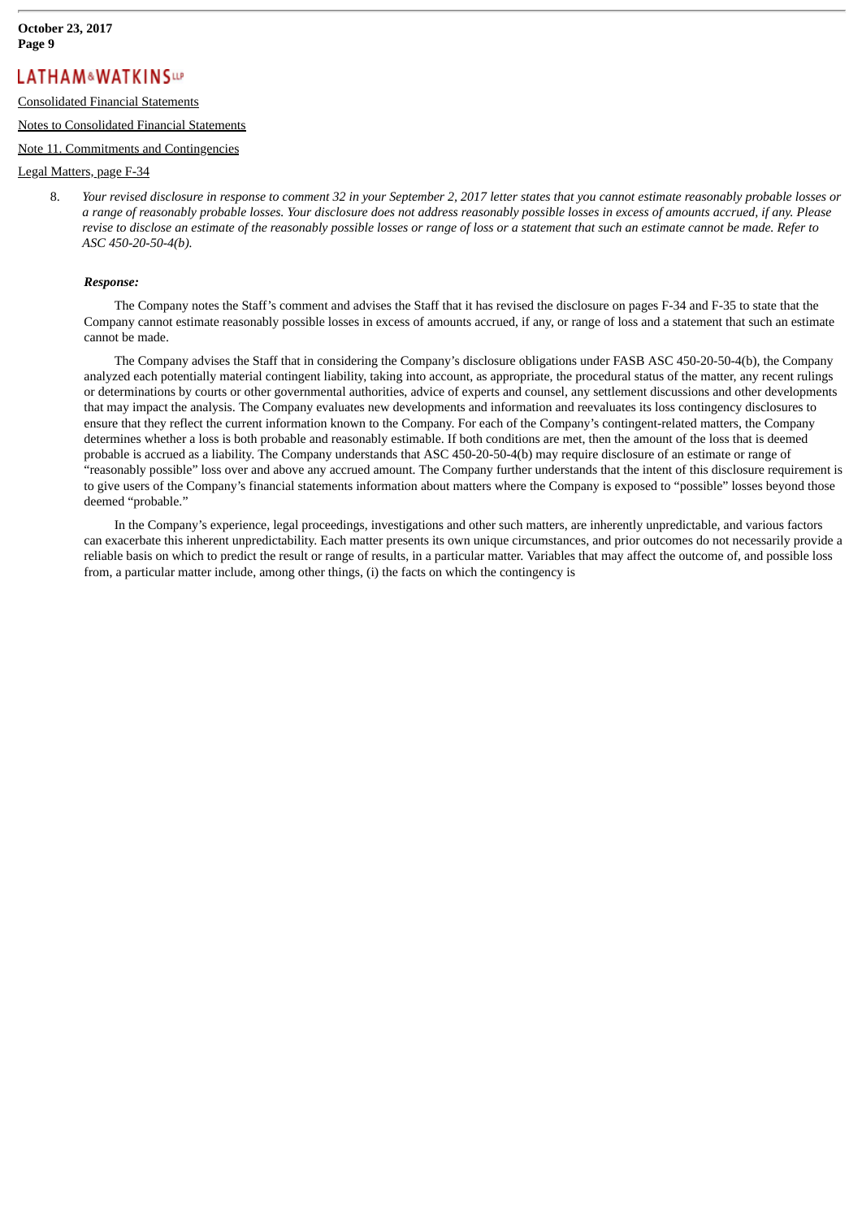Consolidated Financial Statements

Notes to Consolidated Financial Statements

Note 11. Commitments and Contingencies

Legal Matters, page F-34

8. *Your revised disclosure in response to comment 32 in your September 2, 2017 letter states that you cannot estimate reasonably probable losses or a range of reasonably probable losses. Your disclosure does not address reasonably possible losses in excess of amounts accrued, if any. Please revise to disclose an estimate of the reasonably possible losses or range of loss or a statement that such an estimate cannot be made. Refer to ASC 450-20-50-4(b).*

***Response:***

The Company notes the Staff's comment and advises the Staff that it has revised the disclosure on pages F-34 and F-35 to state that the Company cannot estimate reasonably possible losses in excess of amounts accrued, if any, or range of loss and a statement that such an estimate cannot be made.

The Company advises the Staff that in considering the Company's disclosure obligations under FASB ASC 450-20-50-4(b), the Company analyzed each potentially material contingent liability, taking into account, as appropriate, the procedural status of the matter, any recent rulings or determinations by courts or other governmental authorities, advice of experts and counsel, any settlement discussions and other developments that may impact the analysis. The Company evaluates new developments and information and reevaluates its loss contingency disclosures to ensure that they reflect the current information known to the Company. For each of the Company's contingent-related matters, the Company determines whether a loss is both probable and reasonably estimable. If both conditions are met, then the amount of the loss that is deemed probable is accrued as a liability. The Company understands that ASC 450-20-50-4(b) may require disclosure of an estimate or range of "reasonably possible" loss over and above any accrued amount. The Company further understands that the intent of this disclosure requirement is to give users of the Company's financial statements information about matters where the Company is exposed to "possible" losses beyond those deemed "probable."

In the Company's experience, legal proceedings, investigations and other such matters, are inherently unpredictable, and various factors can exacerbate this inherent unpredictability. Each matter presents its own unique circumstances, and prior outcomes do not necessarily provide a reliable basis on which to predict the result or range of results, in a particular matter. Variables that may affect the outcome of, and possible loss from, a particular matter include, among other things, (i) the facts on which the contingency is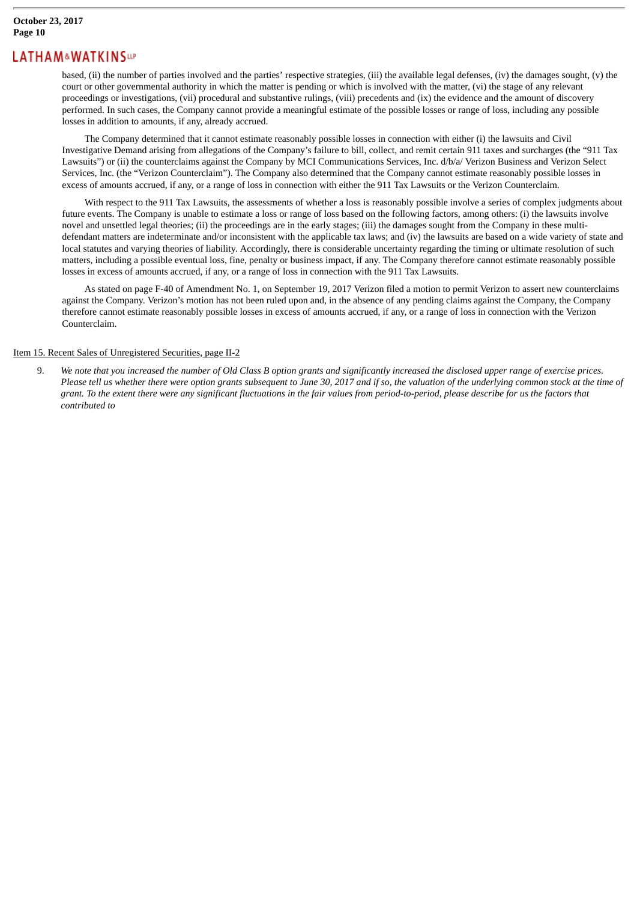based, (ii) the number of parties involved and the parties' respective strategies, (iii) the available legal defenses, (iv) the damages sought, (v) the court or other governmental authority in which the matter is pending or which is involved with the matter, (vi) the stage of any relevant proceedings or investigations, (vii) procedural and substantive rulings, (viii) precedents and (ix) the evidence and the amount of discovery performed. In such cases, the Company cannot provide a meaningful estimate of the possible losses or range of loss, including any possible losses in addition to amounts, if any, already accrued.

The Company determined that it cannot estimate reasonably possible losses in connection with either (i) the lawsuits and Civil Investigative Demand arising from allegations of the Company's failure to bill, collect, and remit certain 911 taxes and surcharges (the "911 Tax Lawsuits") or (ii) the counterclaims against the Company by MCI Communications Services, Inc. d/b/a/ Verizon Business and Verizon Select Services, Inc. (the "Verizon Counterclaim"). The Company also determined that the Company cannot estimate reasonably possible losses in excess of amounts accrued, if any, or a range of loss in connection with either the 911 Tax Lawsuits or the Verizon Counterclaim.

With respect to the 911 Tax Lawsuits, the assessments of whether a loss is reasonably possible involve a series of complex judgments about future events. The Company is unable to estimate a loss or range of loss based on the following factors, among others: (i) the lawsuits involve novel and unsettled legal theories; (ii) the proceedings are in the early stages; (iii) the damages sought from the Company in these multi-defendant matters are indeterminate and/or inconsistent with the applicable tax laws; and (iv) the lawsuits are based on a wide variety of state and local statutes and varying theories of liability. Accordingly, there is considerable uncertainty regarding the timing or ultimate resolution of such matters, including a possible eventual loss, fine, penalty or business impact, if any. The Company therefore cannot estimate reasonably possible losses in excess of amounts accrued, if any, or a range of loss in connection with the 911 Tax Lawsuits.

As stated on page F-40 of Amendment No. 1, on September 19, 2017 Verizon filed a motion to permit Verizon to assert new counterclaims against the Company. Verizon's motion has not been ruled upon and, in the absence of any pending claims against the Company, the Company therefore cannot estimate reasonably possible losses in excess of amounts accrued, if any, or a range of loss in connection with the Verizon Counterclaim.

Item 15. Recent Sales of Unregistered Securities, page II-2

9. *We note that you increased the number of Old Class B option grants and significantly increased the disclosed upper range of exercise prices. Please tell us whether there were option grants subsequent to June 30, 2017 and if so, the valuation of the underlying common stock at the time of grant. To the extent there were any significant fluctuations in the fair values from period-to-period, please describe for us the factors that contributed to*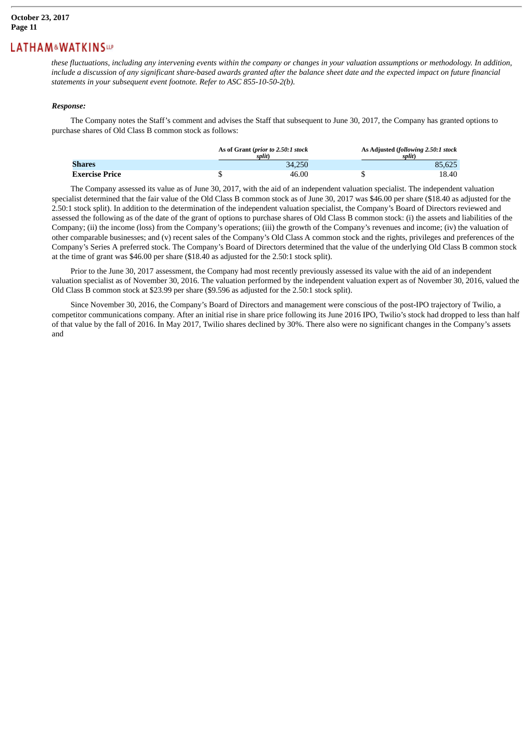*these fluctuations, including any intervening events within the company or changes in your valuation assumptions or methodology. In addition, include a discussion of any significant share-based awards granted after the balance sheet date and the expected impact on future financial statements in your subsequent event footnote. Refer to ASC 855-10-50-2(b).*

***Response:***

The Company notes the Staff's comment and advises the Staff that subsequent to June 30, 2017, the Company has granted options to purchase shares of Old Class B common stock as follows:

| | As of Grant (*prior to 2.50:1 stock split*) | As Adjusted (*following 2.50:1 stock split*) |
|---|---|---|
| **Shares** | 34,250 | 85,625 |
| **Exercise Price** | $ 46.00 | $ 18.40 |

The Company assessed its value as of June 30, 2017, with the aid of an independent valuation specialist. The independent valuation specialist determined that the fair value of the Old Class B common stock as of June 30, 2017 was $46.00 per share ($18.40 as adjusted for the 2.50:1 stock split). In addition to the determination of the independent valuation specialist, the Company's Board of Directors reviewed and assessed the following as of the date of the grant of options to purchase shares of Old Class B common stock: (i) the assets and liabilities of the Company; (ii) the income (loss) from the Company's operations; (iii) the growth of the Company's revenues and income; (iv) the valuation of other comparable businesses; and (v) recent sales of the Company's Old Class A common stock and the rights, privileges and preferences of the Company's Series A preferred stock. The Company's Board of Directors determined that the value of the underlying Old Class B common stock at the time of grant was $46.00 per share ($18.40 as adjusted for the 2.50:1 stock split).

Prior to the June 30, 2017 assessment, the Company had most recently previously assessed its value with the aid of an independent valuation specialist as of November 30, 2016. The valuation performed by the independent valuation expert as of November 30, 2016, valued the Old Class B common stock at $23.99 per share ($9.596 as adjusted for the 2.50:1 stock split).

Since November 30, 2016, the Company's Board of Directors and management were conscious of the post-IPO trajectory of Twilio, a competitor communications company. After an initial rise in share price following its June 2016 IPO, Twilio's stock had dropped to less than half of that value by the fall of 2016. In May 2017, Twilio shares declined by 30%. There also were no significant changes in the Company's assets and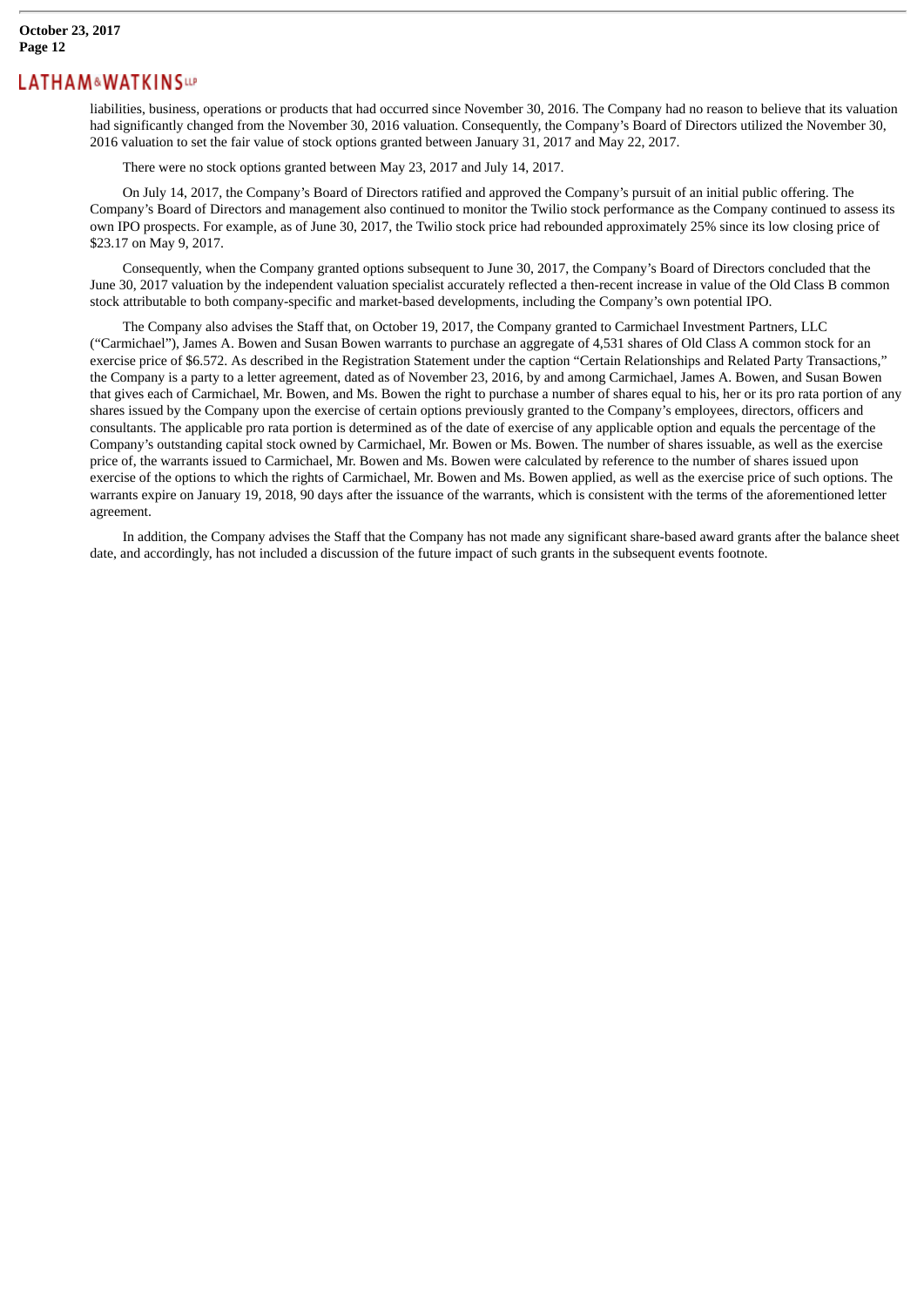liabilities, business, operations or products that had occurred since November 30, 2016. The Company had no reason to believe that its valuation had significantly changed from the November 30, 2016 valuation. Consequently, the Company's Board of Directors utilized the November 30, 2016 valuation to set the fair value of stock options granted between January 31, 2017 and May 22, 2017.

There were no stock options granted between May 23, 2017 and July 14, 2017.

On July 14, 2017, the Company's Board of Directors ratified and approved the Company's pursuit of an initial public offering. The Company's Board of Directors and management also continued to monitor the Twilio stock performance as the Company continued to assess its own IPO prospects. For example, as of June 30, 2017, the Twilio stock price had rebounded approximately 25% since its low closing price of $23.17 on May 9, 2017.

Consequently, when the Company granted options subsequent to June 30, 2017, the Company's Board of Directors concluded that the June 30, 2017 valuation by the independent valuation specialist accurately reflected a then-recent increase in value of the Old Class B common stock attributable to both company-specific and market-based developments, including the Company's own potential IPO.

The Company also advises the Staff that, on October 19, 2017, the Company granted to Carmichael Investment Partners, LLC ("Carmichael"), James A. Bowen and Susan Bowen warrants to purchase an aggregate of 4,531 shares of Old Class A common stock for an exercise price of $6.572. As described in the Registration Statement under the caption "Certain Relationships and Related Party Transactions," the Company is a party to a letter agreement, dated as of November 23, 2016, by and among Carmichael, James A. Bowen, and Susan Bowen that gives each of Carmichael, Mr. Bowen, and Ms. Bowen the right to purchase a number of shares equal to his, her or its pro rata portion of any shares issued by the Company upon the exercise of certain options previously granted to the Company's employees, directors, officers and consultants. The applicable pro rata portion is determined as of the date of exercise of any applicable option and equals the percentage of the Company's outstanding capital stock owned by Carmichael, Mr. Bowen or Ms. Bowen. The number of shares issuable, as well as the exercise price of, the warrants issued to Carmichael, Mr. Bowen and Ms. Bowen were calculated by reference to the number of shares issued upon exercise of the options to which the rights of Carmichael, Mr. Bowen and Ms. Bowen applied, as well as the exercise price of such options. The warrants expire on January 19, 2018, 90 days after the issuance of the warrants, which is consistent with the terms of the aforementioned letter agreement.

In addition, the Company advises the Staff that the Company has not made any significant share-based award grants after the balance sheet date, and accordingly, has not included a discussion of the future impact of such grants in the subsequent events footnote.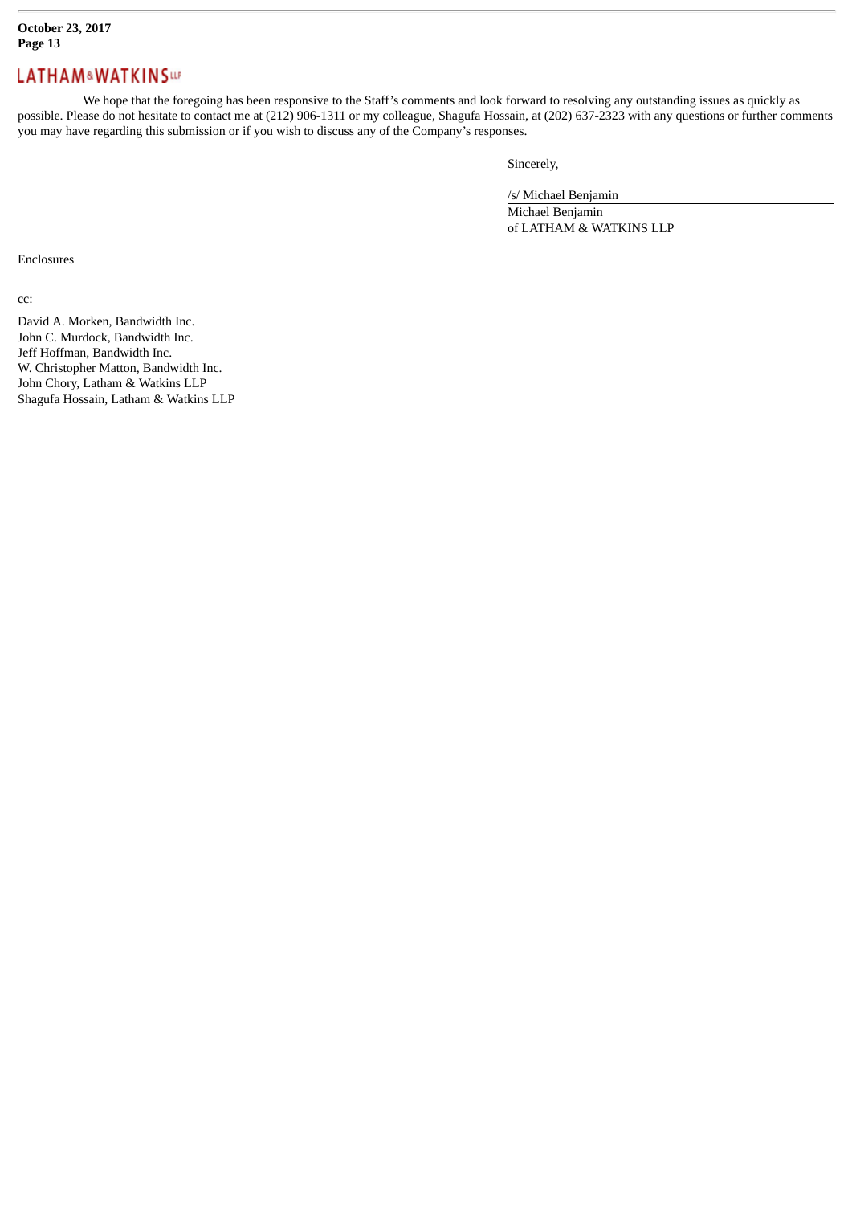We hope that the foregoing has been responsive to the Staff's comments and look forward to resolving any outstanding issues as quickly as possible. Please do not hesitate to contact me at (212) 906-1311 or my colleague, Shagufa Hossain, at (202) 637-2323 with any questions or further comments you may have regarding this submission or if you wish to discuss any of the Company's responses.

Sincerely,

/s/ Michael Benjamin

Michael Benjamin
of LATHAM & WATKINS LLP

Enclosures

cc:

David A. Morken, Bandwidth Inc.
John C. Murdock, Bandwidth Inc.
Jeff Hoffman, Bandwidth Inc.
W. Christopher Matton, Bandwidth Inc.
John Chory, Latham & Watkins LLP
Shagufa Hossain, Latham & Watkins LLP